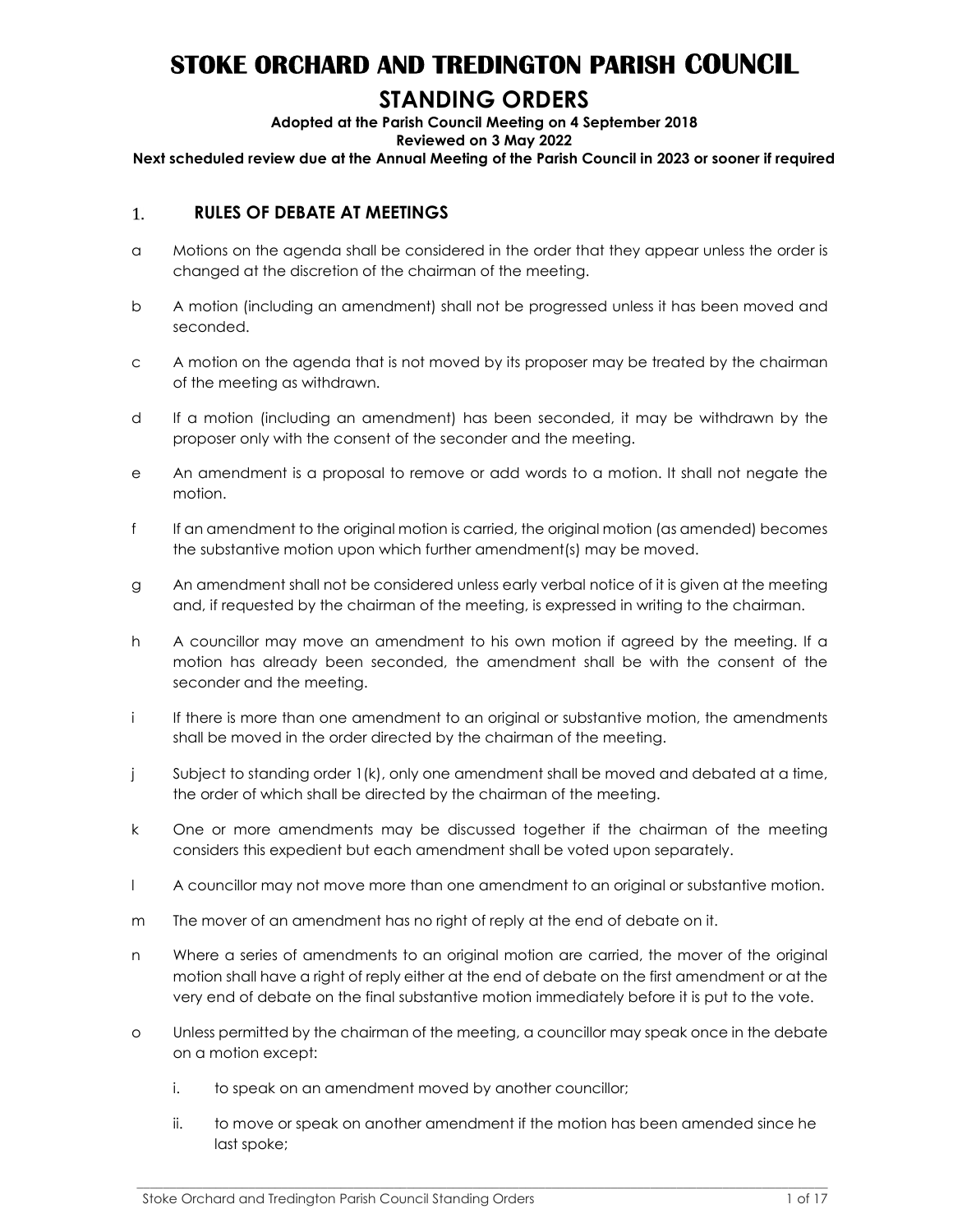# STOKE ORCHARD AND TREDINGTON PARISH COUNCIL

## STANDING ORDERS

**Adopted at the Parish Council Meeting on 4 September 2018**

**Reviewed on 3 May 2022**

**Next scheduled review due at the Annual Meeting of the Parish Council in 2023 or sooner if required**

### 1. RULES OF DEBATE AT MEETINGS

a Motions on the agenda shall be considered in the order that they appear unless the order is changed at the discretion of the chairman of the meeting.

b A motion (including an amendment) shall not be progressed unless it has been moved and seconded.

c A motion on the agenda that is not moved by its proposer may be treated by the chairman of the meeting as withdrawn.

d If a motion (including an amendment) has been seconded, it may be withdrawn by the proposer only with the consent of the seconder and the meeting.

e An amendment is a proposal to remove or add words to a motion. It shall not negate the motion.

f If an amendment to the original motion is carried, the original motion (as amended) becomes the substantive motion upon which further amendment(s) may be moved.

g An amendment shall not be considered unless early verbal notice of it is given at the meeting and, if requested by the chairman of the meeting, is expressed in writing to the chairman.

h A councillor may move an amendment to his own motion if agreed by the meeting. If a motion has already been seconded, the amendment shall be with the consent of the seconder and the meeting.

i If there is more than one amendment to an original or substantive motion, the amendments shall be moved in the order directed by the chairman of the meeting.

j Subject to standing order 1(k), only one amendment shall be moved and debated at a time, the order of which shall be directed by the chairman of the meeting.

k One or more amendments may be discussed together if the chairman of the meeting considers this expedient but each amendment shall be voted upon separately.

l A councillor may not move more than one amendment to an original or substantive motion.

m The mover of an amendment has no right of reply at the end of debate on it.

n Where a series of amendments to an original motion are carried, the mover of the original motion shall have a right of reply either at the end of debate on the first amendment or at the very end of debate on the final substantive motion immediately before it is put to the vote.

o Unless permitted by the chairman of the meeting, a councillor may speak once in the debate on a motion except:

   i. to speak on an amendment moved by another councillor;

   ii. to move or speak on another amendment if the motion has been amended since he last spoke;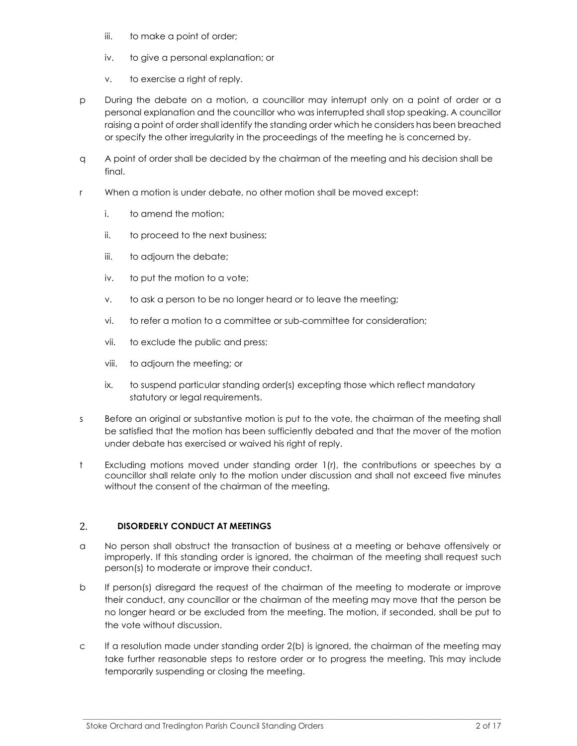iii. to make a point of order;

iv. to give a personal explanation; or

v. to exercise a right of reply.

p During the debate on a motion, a councillor may interrupt only on a point of order or a personal explanation and the councillor who was interrupted shall stop speaking. A councillor raising a point of order shall identify the standing order which he considers has been breached or specify the other irregularity in the proceedings of the meeting he is concerned by.

q A point of order shall be decided by the chairman of the meeting and his decision shall be final.

r When a motion is under debate, no other motion shall be moved except:

i. to amend the motion;

ii. to proceed to the next business;

iii. to adjourn the debate;

iv. to put the motion to a vote;

v. to ask a person to be no longer heard or to leave the meeting;

vi. to refer a motion to a committee or sub-committee for consideration;

vii. to exclude the public and press;

viii. to adjourn the meeting; or

ix. to suspend particular standing order(s) excepting those which reflect mandatory statutory or legal requirements.

s Before an original or substantive motion is put to the vote, the chairman of the meeting shall be satisfied that the motion has been sufficiently debated and that the mover of the motion under debate has exercised or waived his right of reply.

t Excluding motions moved under standing order 1(r), the contributions or speeches by a councillor shall relate only to the motion under discussion and shall not exceed five minutes without the consent of the chairman of the meeting.

## 2. DISORDERLY CONDUCT AT MEETINGS

a No person shall obstruct the transaction of business at a meeting or behave offensively or improperly. If this standing order is ignored, the chairman of the meeting shall request such person(s) to moderate or improve their conduct.

b If person(s) disregard the request of the chairman of the meeting to moderate or improve their conduct, any councillor or the chairman of the meeting may move that the person be no longer heard or be excluded from the meeting. The motion, if seconded, shall be put to the vote without discussion.

c If a resolution made under standing order 2(b) is ignored, the chairman of the meeting may take further reasonable steps to restore order or to progress the meeting. This may include temporarily suspending or closing the meeting.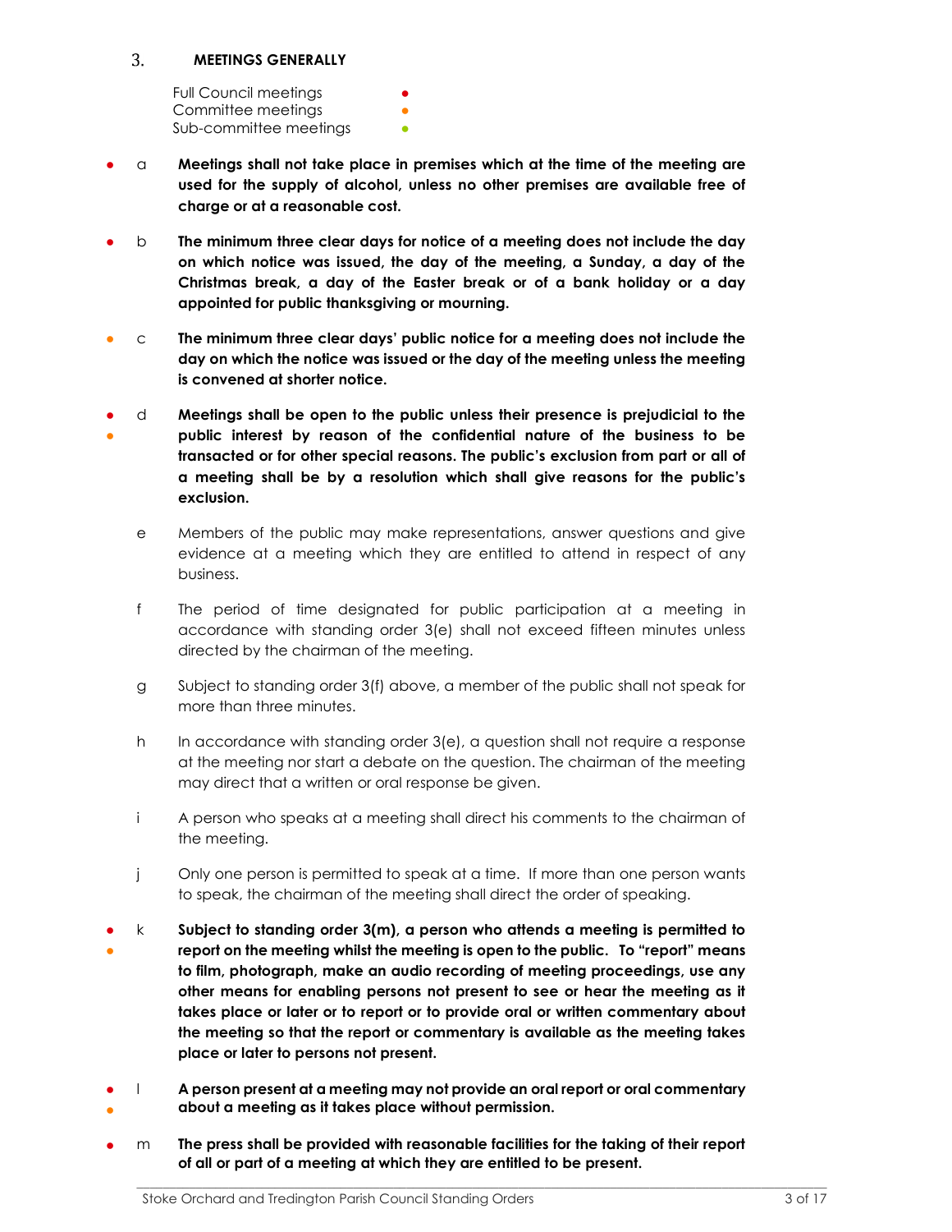## 3. MEETINGS GENERALLY

Full Council meetings ●
Committee meetings ●
Sub-committee meetings ●

● a **Meetings shall not take place in premises which at the time of the meeting are used for the supply of alcohol, unless no other premises are available free of charge or at a reasonable cost.**

● b **The minimum three clear days for notice of a meeting does not include the day on which notice was issued, the day of the meeting, a Sunday, a day of the Christmas break, a day of the Easter break or of a bank holiday or a day appointed for public thanksgiving or mourning.**

● c **The minimum three clear days' public notice for a meeting does not include the day on which the notice was issued or the day of the meeting unless the meeting is convened at shorter notice.**

● ● d **Meetings shall be open to the public unless their presence is prejudicial to the public interest by reason of the confidential nature of the business to be transacted or for other special reasons. The public's exclusion from part or all of a meeting shall be by a resolution which shall give reasons for the public's exclusion.**

e Members of the public may make representations, answer questions and give evidence at a meeting which they are entitled to attend in respect of any business.

f The period of time designated for public participation at a meeting in accordance with standing order 3(e) shall not exceed fifteen minutes unless directed by the chairman of the meeting.

g Subject to standing order 3(f) above, a member of the public shall not speak for more than three minutes.

h In accordance with standing order 3(e), a question shall not require a response at the meeting nor start a debate on the question. The chairman of the meeting may direct that a written or oral response be given.

i A person who speaks at a meeting shall direct his comments to the chairman of the meeting.

j Only one person is permitted to speak at a time. If more than one person wants to speak, the chairman of the meeting shall direct the order of speaking.

● ● k **Subject to standing order 3(m), a person who attends a meeting is permitted to report on the meeting whilst the meeting is open to the public. To "report" means to film, photograph, make an audio recording of meeting proceedings, use any other means for enabling persons not present to see or hear the meeting as it takes place or later or to report or to provide oral or written commentary about the meeting so that the report or commentary is available as the meeting takes place or later to persons not present.**

● ● l **A person present at a meeting may not provide an oral report or oral commentary about a meeting as it takes place without permission.**

● m **The press shall be provided with reasonable facilities for the taking of their report of all or part of a meeting at which they are entitled to be present.**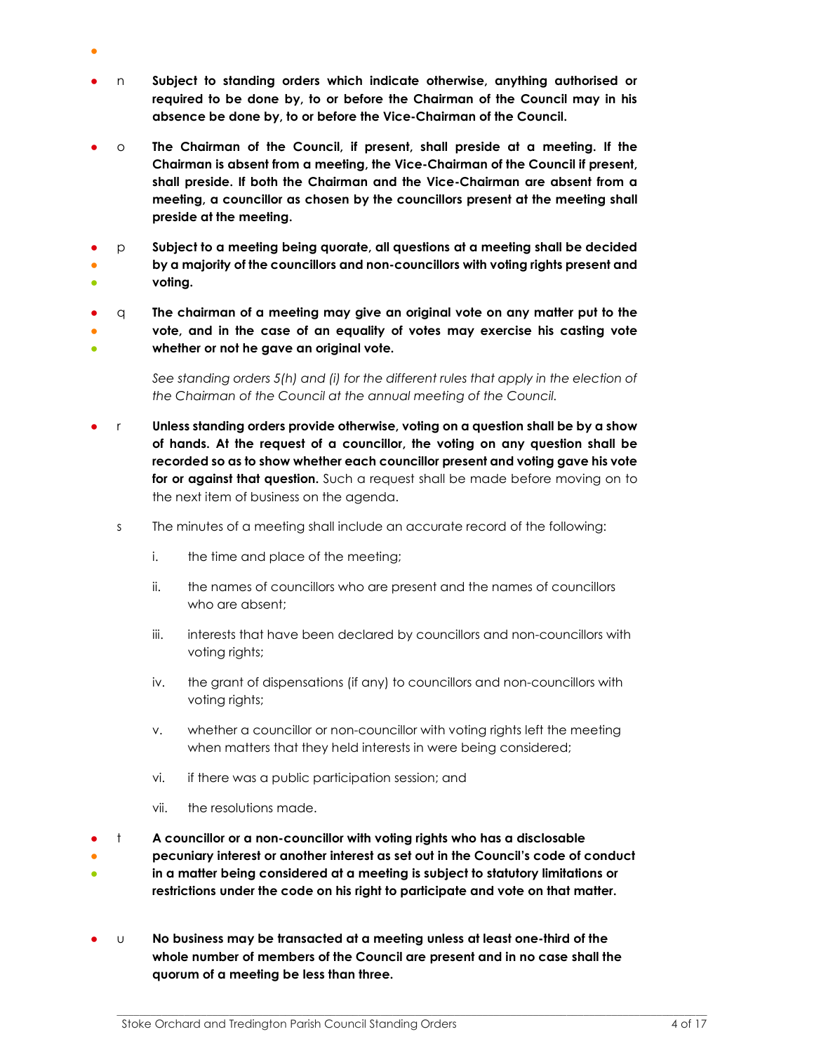n **Subject to standing orders which indicate otherwise, anything authorised or required to be done by, to or before the Chairman of the Council may in his absence be done by, to or before the Vice-Chairman of the Council.**

o **The Chairman of the Council, if present, shall preside at a meeting. If the Chairman is absent from a meeting, the Vice-Chairman of the Council if present, shall preside. If both the Chairman and the Vice-Chairman are absent from a meeting, a councillor as chosen by the councillors present at the meeting shall preside at the meeting.**

p **Subject to a meeting being quorate, all questions at a meeting shall be decided by a majority of the councillors and non-councillors with voting rights present and voting.**

q **The chairman of a meeting may give an original vote on any matter put to the vote, and in the case of an equality of votes may exercise his casting vote whether or not he gave an original vote.**

*See standing orders 5(h) and (i) for the different rules that apply in the election of the Chairman of the Council at the annual meeting of the Council.*

r **Unless standing orders provide otherwise, voting on a question shall be by a show of hands. At the request of a councillor, the voting on any question shall be recorded so as to show whether each councillor present and voting gave his vote for or against that question.** Such a request shall be made before moving on to the next item of business on the agenda.

s The minutes of a meeting shall include an accurate record of the following:

i. the time and place of the meeting;

ii. the names of councillors who are present and the names of councillors who are absent;

iii. interests that have been declared by councillors and non-councillors with voting rights;

iv. the grant of dispensations (if any) to councillors and non-councillors with voting rights;

v. whether a councillor or non-councillor with voting rights left the meeting when matters that they held interests in were being considered;

vi. if there was a public participation session; and

vii. the resolutions made.

t **A councillor or a non-councillor with voting rights who has a disclosable pecuniary interest or another interest as set out in the Council's code of conduct in a matter being considered at a meeting is subject to statutory limitations or restrictions under the code on his right to participate and vote on that matter.**

u **No business may be transacted at a meeting unless at least one-third of the whole number of members of the Council are present and in no case shall the quorum of a meeting be less than three.**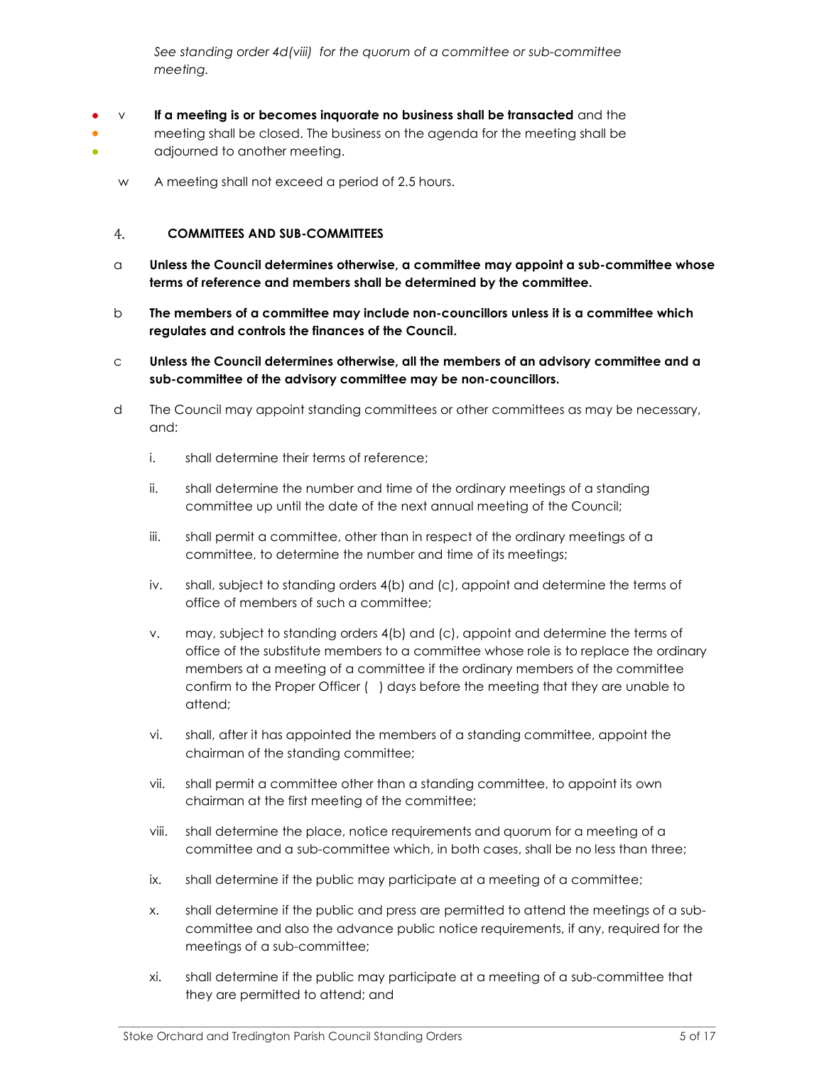*See standing order 4d(viii) for the quorum of a committee or sub-committee meeting.*

v **If a meeting is or becomes inquorate no business shall be transacted** and the meeting shall be closed. The business on the agenda for the meeting shall be adjourned to another meeting.

w A meeting shall not exceed a period of 2.5 hours.

## 4. COMMITTEES AND SUB-COMMITTEES

a **Unless the Council determines otherwise, a committee may appoint a sub-committee whose terms of reference and members shall be determined by the committee.**

b **The members of a committee may include non-councillors unless it is a committee which regulates and controls the finances of the Council.**

c **Unless the Council determines otherwise, all the members of an advisory committee and a sub-committee of the advisory committee may be non-councillors.**

d The Council may appoint standing committees or other committees as may be necessary, and:

i. shall determine their terms of reference;

ii. shall determine the number and time of the ordinary meetings of a standing committee up until the date of the next annual meeting of the Council;

iii. shall permit a committee, other than in respect of the ordinary meetings of a committee, to determine the number and time of its meetings;

iv. shall, subject to standing orders 4(b) and (c), appoint and determine the terms of office of members of such a committee;

v. may, subject to standing orders 4(b) and (c), appoint and determine the terms of office of the substitute members to a committee whose role is to replace the ordinary members at a meeting of a committee if the ordinary members of the committee confirm to the Proper Officer (  ) days before the meeting that they are unable to attend;

vi. shall, after it has appointed the members of a standing committee, appoint the chairman of the standing committee;

vii. shall permit a committee other than a standing committee, to appoint its own chairman at the first meeting of the committee;

viii. shall determine the place, notice requirements and quorum for a meeting of a committee and a sub-committee which, in both cases, shall be no less than three;

ix. shall determine if the public may participate at a meeting of a committee;

x. shall determine if the public and press are permitted to attend the meetings of a sub-committee and also the advance public notice requirements, if any, required for the meetings of a sub-committee;

xi. shall determine if the public may participate at a meeting of a sub-committee that they are permitted to attend; and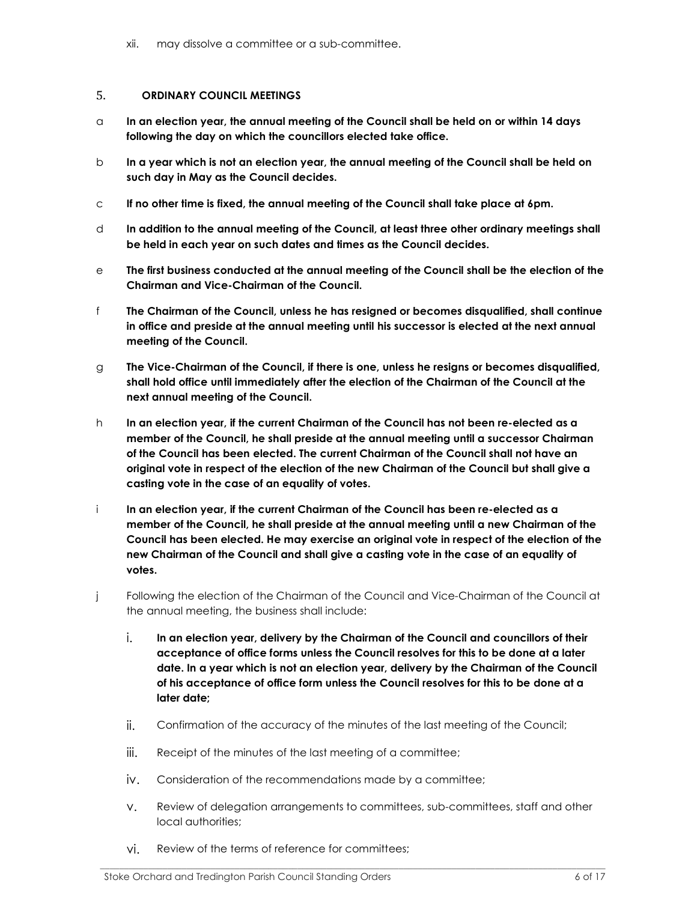xii. may dissolve a committee or a sub-committee.

## 5. ORDINARY COUNCIL MEETINGS

a **In an election year, the annual meeting of the Council shall be held on or within 14 days following the day on which the councillors elected take office.**

b **In a year which is not an election year, the annual meeting of the Council shall be held on such day in May as the Council decides.**

c **If no other time is fixed, the annual meeting of the Council shall take place at 6pm.**

d **In addition to the annual meeting of the Council, at least three other ordinary meetings shall be held in each year on such dates and times as the Council decides.**

e **The first business conducted at the annual meeting of the Council shall be the election of the Chairman and Vice-Chairman of the Council.**

f **The Chairman of the Council, unless he has resigned or becomes disqualified, shall continue in office and preside at the annual meeting until his successor is elected at the next annual meeting of the Council.**

g **The Vice-Chairman of the Council, if there is one, unless he resigns or becomes disqualified, shall hold office until immediately after the election of the Chairman of the Council at the next annual meeting of the Council.**

h **In an election year, if the current Chairman of the Council has not been re-elected as a member of the Council, he shall preside at the annual meeting until a successor Chairman of the Council has been elected. The current Chairman of the Council shall not have an original vote in respect of the election of the new Chairman of the Council but shall give a casting vote in the case of an equality of votes.**

i **In an election year, if the current Chairman of the Council has been re-elected as a member of the Council, he shall preside at the annual meeting until a new Chairman of the Council has been elected. He may exercise an original vote in respect of the election of the new Chairman of the Council and shall give a casting vote in the case of an equality of votes.**

j Following the election of the Chairman of the Council and Vice-Chairman of the Council at the annual meeting, the business shall include:

i. **In an election year, delivery by the Chairman of the Council and councillors of their acceptance of office forms unless the Council resolves for this to be done at a later date. In a year which is not an election year, delivery by the Chairman of the Council of his acceptance of office form unless the Council resolves for this to be done at a later date;**

ii. Confirmation of the accuracy of the minutes of the last meeting of the Council;

iii. Receipt of the minutes of the last meeting of a committee;

iv. Consideration of the recommendations made by a committee;

v. Review of delegation arrangements to committees, sub-committees, staff and other local authorities;

vi. Review of the terms of reference for committees;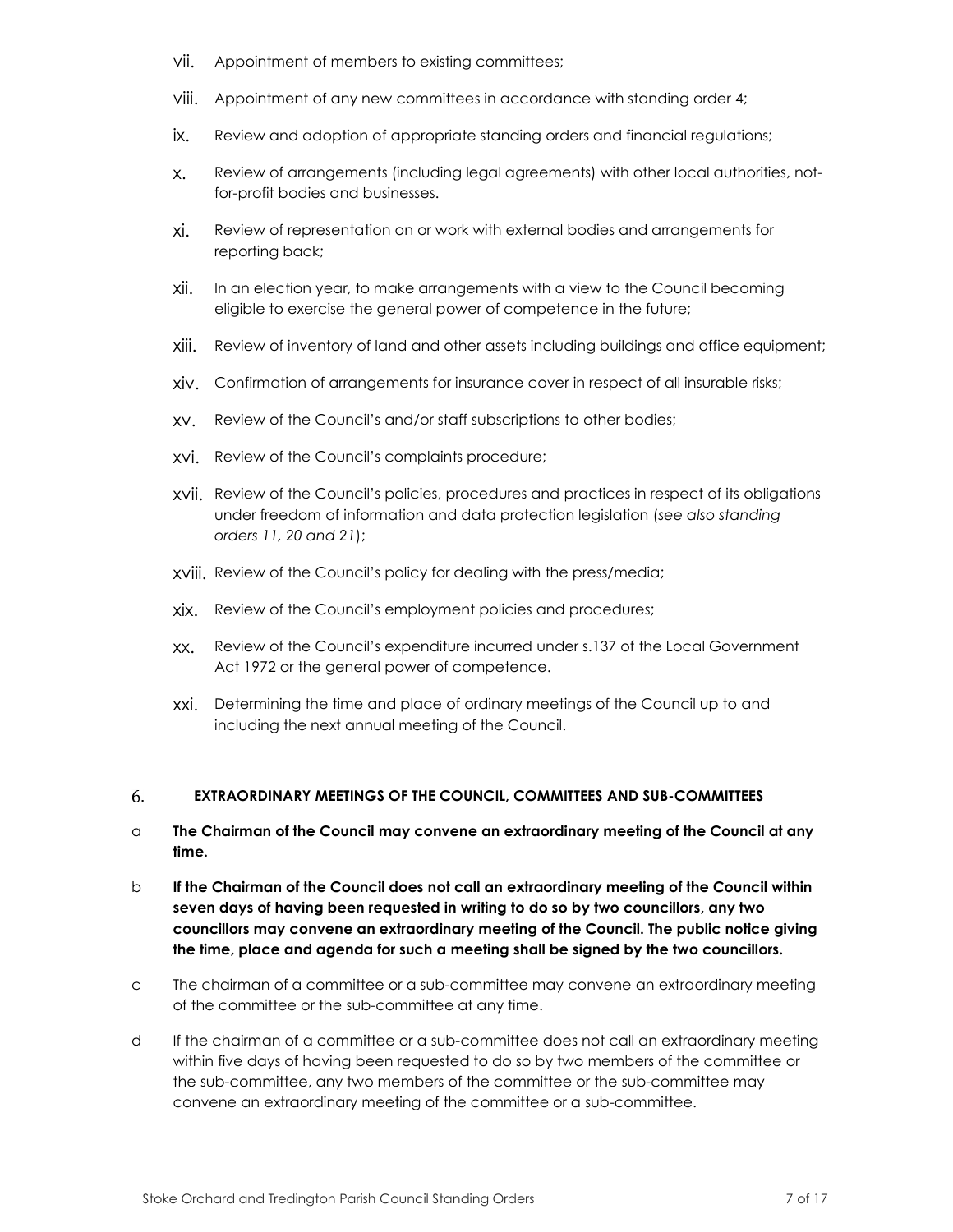vii. Appointment of members to existing committees;

viii. Appointment of any new committees in accordance with standing order 4;

ix. Review and adoption of appropriate standing orders and financial regulations;

x. Review of arrangements (including legal agreements) with other local authorities, not-for-profit bodies and businesses.

xi. Review of representation on or work with external bodies and arrangements for reporting back;

xii. In an election year, to make arrangements with a view to the Council becoming eligible to exercise the general power of competence in the future;

xiii. Review of inventory of land and other assets including buildings and office equipment;

xiv. Confirmation of arrangements for insurance cover in respect of all insurable risks;

xv. Review of the Council's and/or staff subscriptions to other bodies;

xvi. Review of the Council's complaints procedure;

xvii. Review of the Council's policies, procedures and practices in respect of its obligations under freedom of information and data protection legislation (*see also standing orders 11, 20 and 21*);

xviii. Review of the Council's policy for dealing with the press/media;

xix. Review of the Council's employment policies and procedures;

xx. Review of the Council's expenditure incurred under s.137 of the Local Government Act 1972 or the general power of competence.

xxi. Determining the time and place of ordinary meetings of the Council up to and including the next annual meeting of the Council.

## 6. EXTRAORDINARY MEETINGS OF THE COUNCIL, COMMITTEES AND SUB-COMMITTEES

a **The Chairman of the Council may convene an extraordinary meeting of the Council at any time.**

b **If the Chairman of the Council does not call an extraordinary meeting of the Council within seven days of having been requested in writing to do so by two councillors, any two councillors may convene an extraordinary meeting of the Council. The public notice giving the time, place and agenda for such a meeting shall be signed by the two councillors.**

c The chairman of a committee or a sub-committee may convene an extraordinary meeting of the committee or the sub-committee at any time.

d If the chairman of a committee or a sub-committee does not call an extraordinary meeting within five days of having been requested to do so by two members of the committee or the sub-committee, any two members of the committee or the sub-committee may convene an extraordinary meeting of the committee or a sub-committee.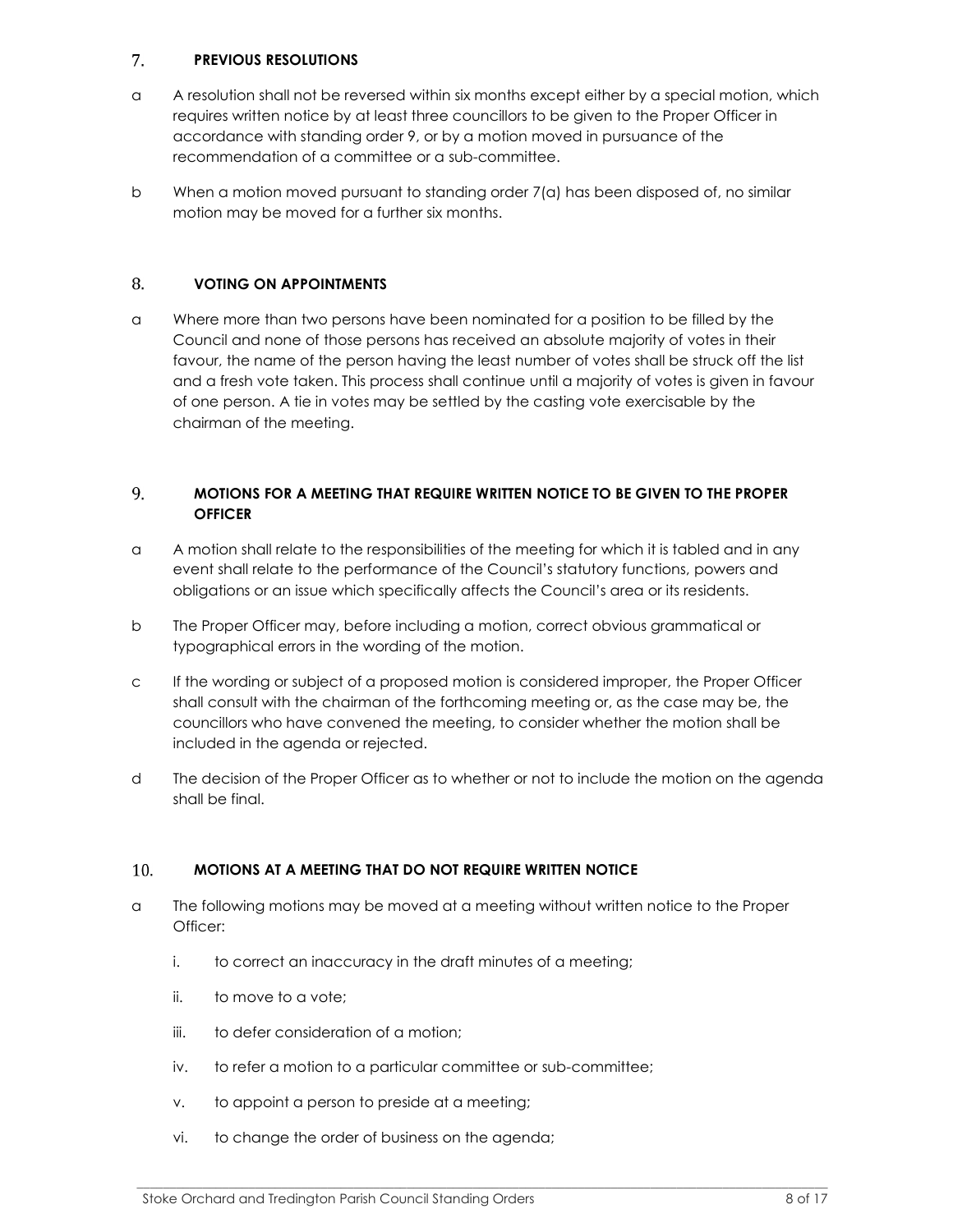## 7. PREVIOUS RESOLUTIONS

a A resolution shall not be reversed within six months except either by a special motion, which requires written notice by at least three councillors to be given to the Proper Officer in accordance with standing order 9, or by a motion moved in pursuance of the recommendation of a committee or a sub-committee.

b When a motion moved pursuant to standing order 7(a) has been disposed of, no similar motion may be moved for a further six months.

## 8. VOTING ON APPOINTMENTS

a Where more than two persons have been nominated for a position to be filled by the Council and none of those persons has received an absolute majority of votes in their favour, the name of the person having the least number of votes shall be struck off the list and a fresh vote taken. This process shall continue until a majority of votes is given in favour of one person. A tie in votes may be settled by the casting vote exercisable by the chairman of the meeting.

## 9. MOTIONS FOR A MEETING THAT REQUIRE WRITTEN NOTICE TO BE GIVEN TO THE PROPER OFFICER

a A motion shall relate to the responsibilities of the meeting for which it is tabled and in any event shall relate to the performance of the Council's statutory functions, powers and obligations or an issue which specifically affects the Council's area or its residents.

b The Proper Officer may, before including a motion, correct obvious grammatical or typographical errors in the wording of the motion.

c If the wording or subject of a proposed motion is considered improper, the Proper Officer shall consult with the chairman of the forthcoming meeting or, as the case may be, the councillors who have convened the meeting, to consider whether the motion shall be included in the agenda or rejected.

d The decision of the Proper Officer as to whether or not to include the motion on the agenda shall be final.

## 10. MOTIONS AT A MEETING THAT DO NOT REQUIRE WRITTEN NOTICE

a The following motions may be moved at a meeting without written notice to the Proper Officer:

i. to correct an inaccuracy in the draft minutes of a meeting;

ii. to move to a vote;

iii. to defer consideration of a motion;

iv. to refer a motion to a particular committee or sub-committee;

v. to appoint a person to preside at a meeting;

vi. to change the order of business on the agenda;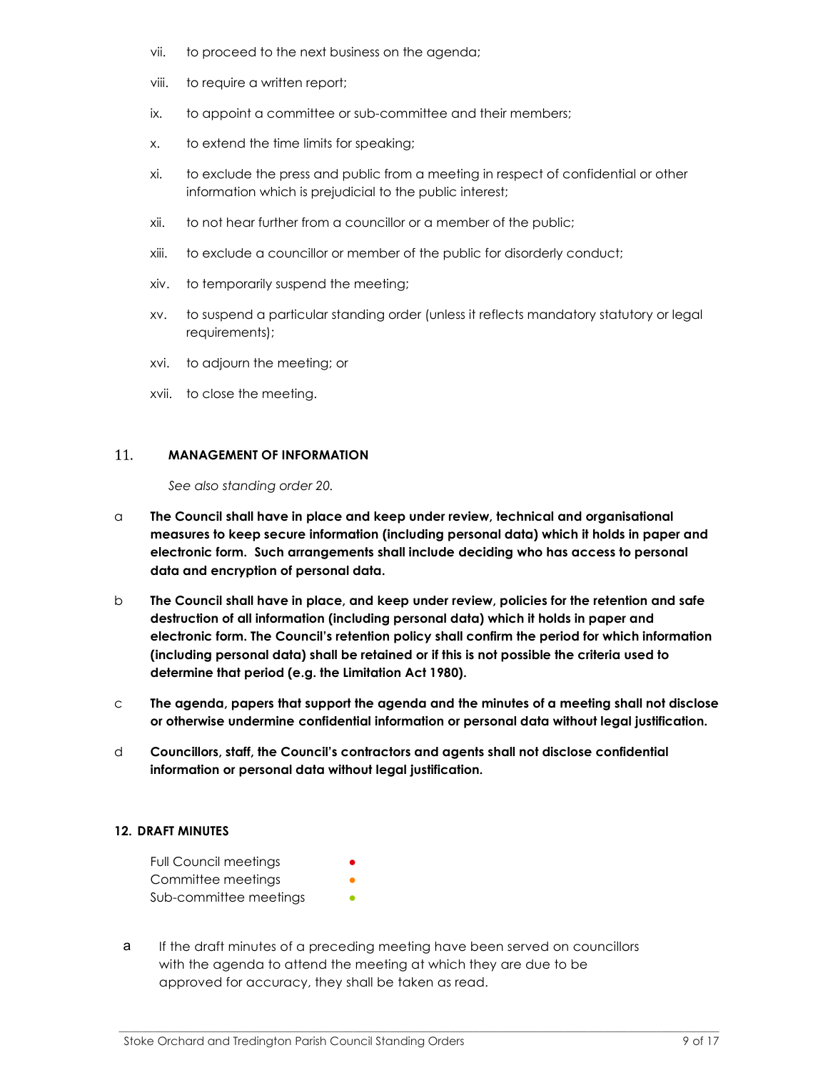vii. to proceed to the next business on the agenda;

viii. to require a written report;

ix. to appoint a committee or sub-committee and their members;

x. to extend the time limits for speaking;

xi. to exclude the press and public from a meeting in respect of confidential or other information which is prejudicial to the public interest;

xii. to not hear further from a councillor or a member of the public;

xiii. to exclude a councillor or member of the public for disorderly conduct;

xiv. to temporarily suspend the meeting;

xv. to suspend a particular standing order (unless it reflects mandatory statutory or legal requirements);

xvi. to adjourn the meeting; or

xvii. to close the meeting.

## 11. MANAGEMENT OF INFORMATION

*See also standing order 20.*

a **The Council shall have in place and keep under review, technical and organisational measures to keep secure information (including personal data) which it holds in paper and electronic form. Such arrangements shall include deciding who has access to personal data and encryption of personal data.**

b **The Council shall have in place, and keep under review, policies for the retention and safe destruction of all information (including personal data) which it holds in paper and electronic form. The Council's retention policy shall confirm the period for which information (including personal data) shall be retained or if this is not possible the criteria used to determine that period (e.g. the Limitation Act 1980).**

c **The agenda, papers that support the agenda and the minutes of a meeting shall not disclose or otherwise undermine confidential information or personal data without legal justification.**

d **Councillors, staff, the Council's contractors and agents shall not disclose confidential information or personal data without legal justification.**

## 12. DRAFT MINUTES

Full Council meetings ●
Committee meetings ●
Sub-committee meetings ●

a If the draft minutes of a preceding meeting have been served on councillors with the agenda to attend the meeting at which they are due to be approved for accuracy, they shall be taken as read.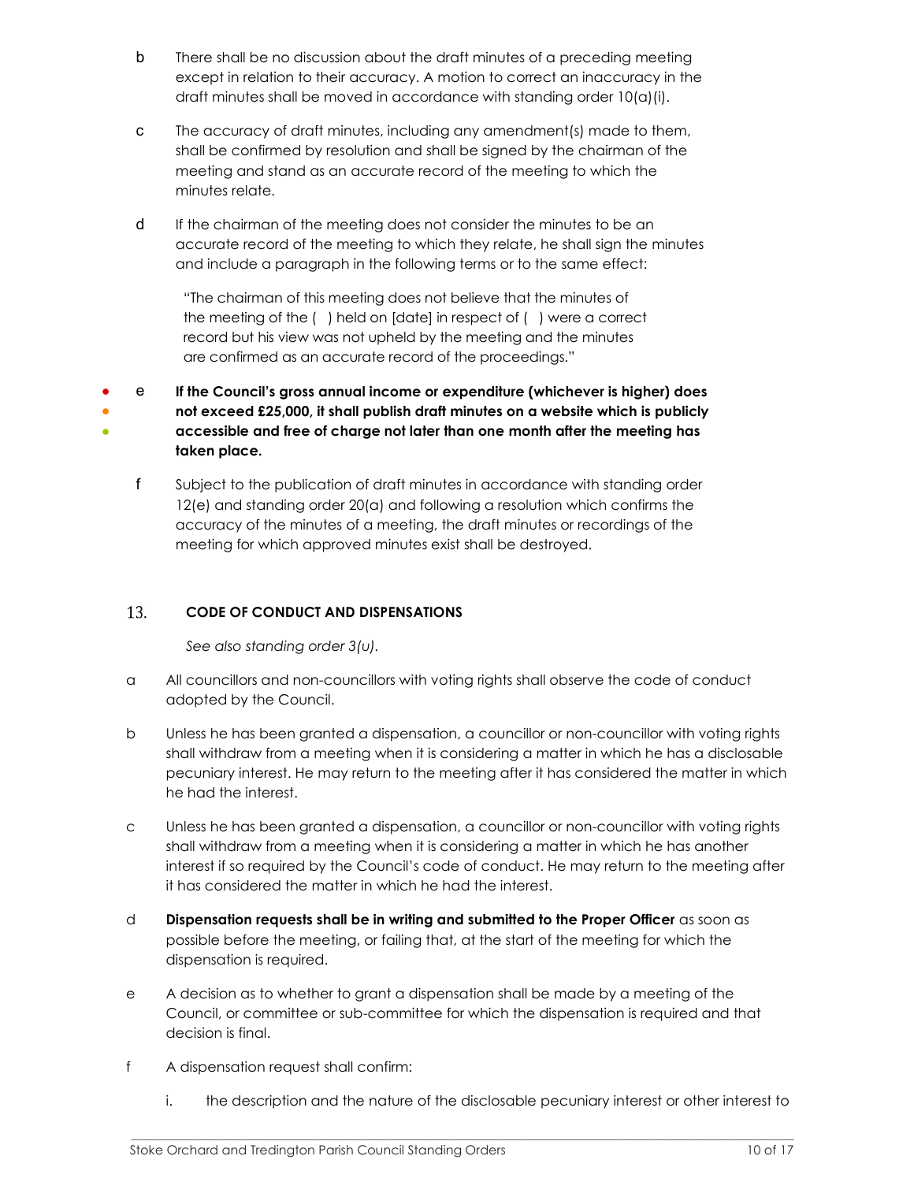b There shall be no discussion about the draft minutes of a preceding meeting except in relation to their accuracy. A motion to correct an inaccuracy in the draft minutes shall be moved in accordance with standing order 10(a)(i).

c The accuracy of draft minutes, including any amendment(s) made to them, shall be confirmed by resolution and shall be signed by the chairman of the meeting and stand as an accurate record of the meeting to which the minutes relate.

d If the chairman of the meeting does not consider the minutes to be an accurate record of the meeting to which they relate, he shall sign the minutes and include a paragraph in the following terms or to the same effect:

> "The chairman of this meeting does not believe that the minutes of the meeting of the ( ) held on [date] in respect of ( ) were a correct record but his view was not upheld by the meeting and the minutes are confirmed as an accurate record of the proceedings."

e **If the Council's gross annual income or expenditure (whichever is higher) does not exceed £25,000, it shall publish draft minutes on a website which is publicly accessible and free of charge not later than one month after the meeting has taken place.**

f Subject to the publication of draft minutes in accordance with standing order 12(e) and standing order 20(a) and following a resolution which confirms the accuracy of the minutes of a meeting, the draft minutes or recordings of the meeting for which approved minutes exist shall be destroyed.

## 13. CODE OF CONDUCT AND DISPENSATIONS

*See also standing order 3(u).*

a All councillors and non-councillors with voting rights shall observe the code of conduct adopted by the Council.

b Unless he has been granted a dispensation, a councillor or non-councillor with voting rights shall withdraw from a meeting when it is considering a matter in which he has a disclosable pecuniary interest. He may return to the meeting after it has considered the matter in which he had the interest.

c Unless he has been granted a dispensation, a councillor or non-councillor with voting rights shall withdraw from a meeting when it is considering a matter in which he has another interest if so required by the Council's code of conduct. He may return to the meeting after it has considered the matter in which he had the interest.

d **Dispensation requests shall be in writing and submitted to the Proper Officer** as soon as possible before the meeting, or failing that, at the start of the meeting for which the dispensation is required.

e A decision as to whether to grant a dispensation shall be made by a meeting of the Council, or committee or sub-committee for which the dispensation is required and that decision is final.

f A dispensation request shall confirm:

i. the description and the nature of the disclosable pecuniary interest or other interest to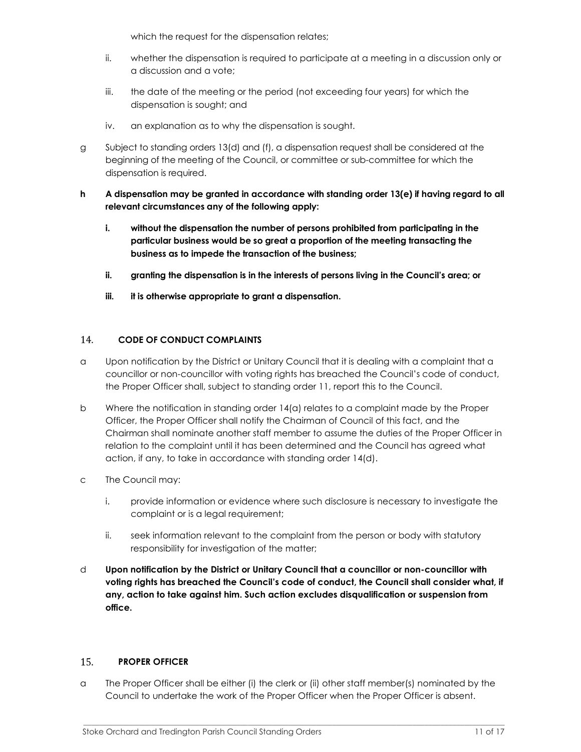which the request for the dispensation relates;

ii. whether the dispensation is required to participate at a meeting in a discussion only or a discussion and a vote;

iii. the date of the meeting or the period (not exceeding four years) for which the dispensation is sought; and

iv. an explanation as to why the dispensation is sought.

g Subject to standing orders 13(d) and (f), a dispensation request shall be considered at the beginning of the meeting of the Council, or committee or sub-committee for which the dispensation is required.

**h A dispensation may be granted in accordance with standing order 13(e) if having regard to all relevant circumstances any of the following apply:**

**i. without the dispensation the number of persons prohibited from participating in the particular business would be so great a proportion of the meeting transacting the business as to impede the transaction of the business;**

**ii. granting the dispensation is in the interests of persons living in the Council's area; or**

**iii. it is otherwise appropriate to grant a dispensation.**

## 14. CODE OF CONDUCT COMPLAINTS

a Upon notification by the District or Unitary Council that it is dealing with a complaint that a councillor or non-councillor with voting rights has breached the Council's code of conduct, the Proper Officer shall, subject to standing order 11, report this to the Council.

b Where the notification in standing order 14(a) relates to a complaint made by the Proper Officer, the Proper Officer shall notify the Chairman of Council of this fact, and the Chairman shall nominate another staff member to assume the duties of the Proper Officer in relation to the complaint until it has been determined and the Council has agreed what action, if any, to take in accordance with standing order 14(d).

c The Council may:

i. provide information or evidence where such disclosure is necessary to investigate the complaint or is a legal requirement;

ii. seek information relevant to the complaint from the person or body with statutory responsibility for investigation of the matter;

**d Upon notification by the District or Unitary Council that a councillor or non-councillor with voting rights has breached the Council's code of conduct, the Council shall consider what, if any, action to take against him. Such action excludes disqualification or suspension from office.**

## 15. PROPER OFFICER

a The Proper Officer shall be either (i) the clerk or (ii) other staff member(s) nominated by the Council to undertake the work of the Proper Officer when the Proper Officer is absent.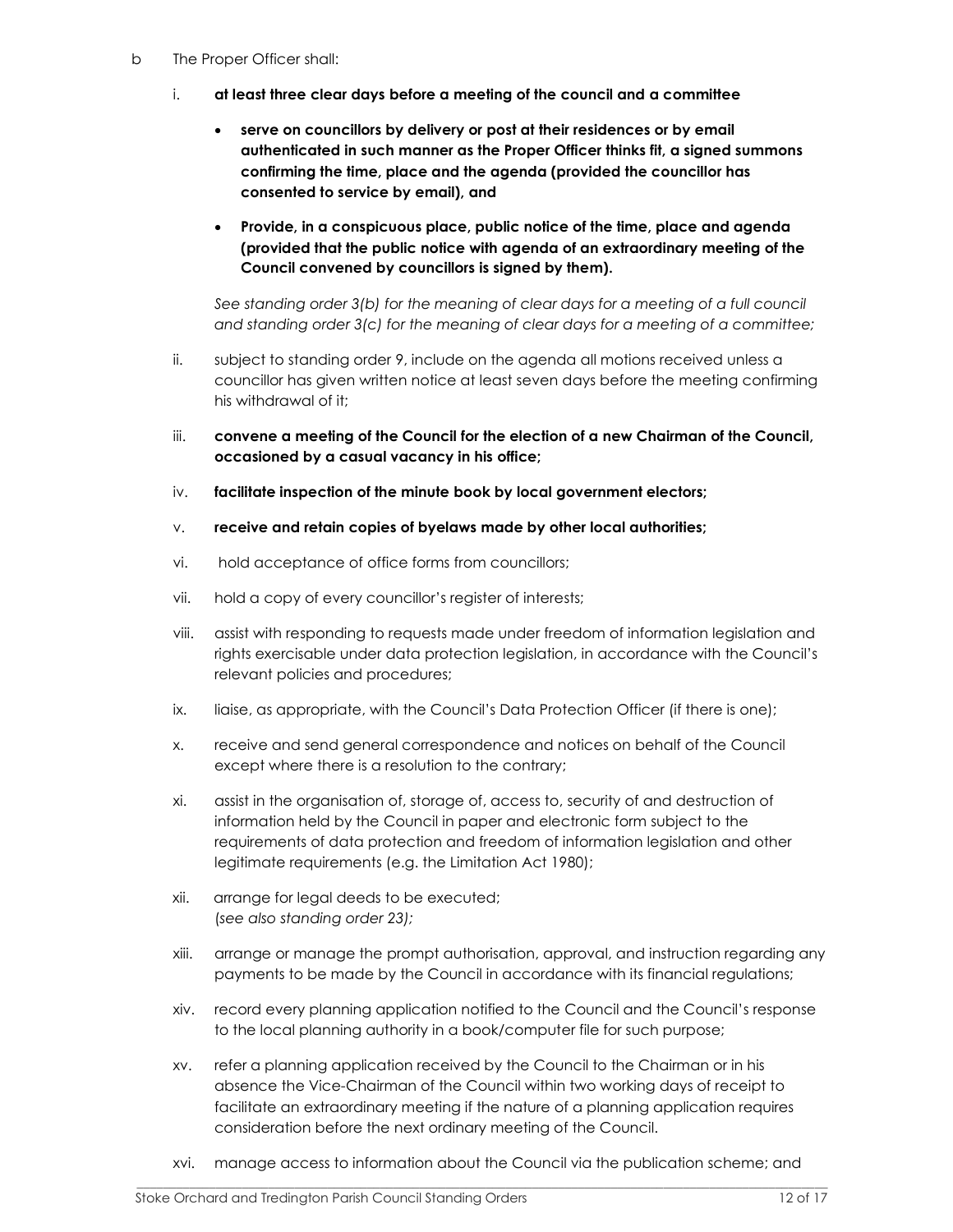b The Proper Officer shall:

i. **at least three clear days before a meeting of the council and a committee**

- **serve on councillors by delivery or post at their residences or by email authenticated in such manner as the Proper Officer thinks fit, a signed summons confirming the time, place and the agenda (provided the councillor has consented to service by email), and**
- **Provide, in a conspicuous place, public notice of the time, place and agenda (provided that the public notice with agenda of an extraordinary meeting of the Council convened by councillors is signed by them).**

*See standing order 3(b) for the meaning of clear days for a meeting of a full council and standing order 3(c) for the meaning of clear days for a meeting of a committee;*

ii. subject to standing order 9, include on the agenda all motions received unless a councillor has given written notice at least seven days before the meeting confirming his withdrawal of it;

iii. **convene a meeting of the Council for the election of a new Chairman of the Council, occasioned by a casual vacancy in his office;**

iv. **facilitate inspection of the minute book by local government electors;**

v. **receive and retain copies of byelaws made by other local authorities;**

vi. hold acceptance of office forms from councillors;

vii. hold a copy of every councillor's register of interests;

viii. assist with responding to requests made under freedom of information legislation and rights exercisable under data protection legislation, in accordance with the Council's relevant policies and procedures;

ix. liaise, as appropriate, with the Council's Data Protection Officer (if there is one);

x. receive and send general correspondence and notices on behalf of the Council except where there is a resolution to the contrary;

xi. assist in the organisation of, storage of, access to, security of and destruction of information held by the Council in paper and electronic form subject to the requirements of data protection and freedom of information legislation and other legitimate requirements (e.g. the Limitation Act 1980);

xii. arrange for legal deeds to be executed;
*(see also standing order 23);*

xiii. arrange or manage the prompt authorisation, approval, and instruction regarding any payments to be made by the Council in accordance with its financial regulations;

xiv. record every planning application notified to the Council and the Council's response to the local planning authority in a book/computer file for such purpose;

xv. refer a planning application received by the Council to the Chairman or in his absence the Vice-Chairman of the Council within two working days of receipt to facilitate an extraordinary meeting if the nature of a planning application requires consideration before the next ordinary meeting of the Council.

xvi. manage access to information about the Council via the publication scheme; and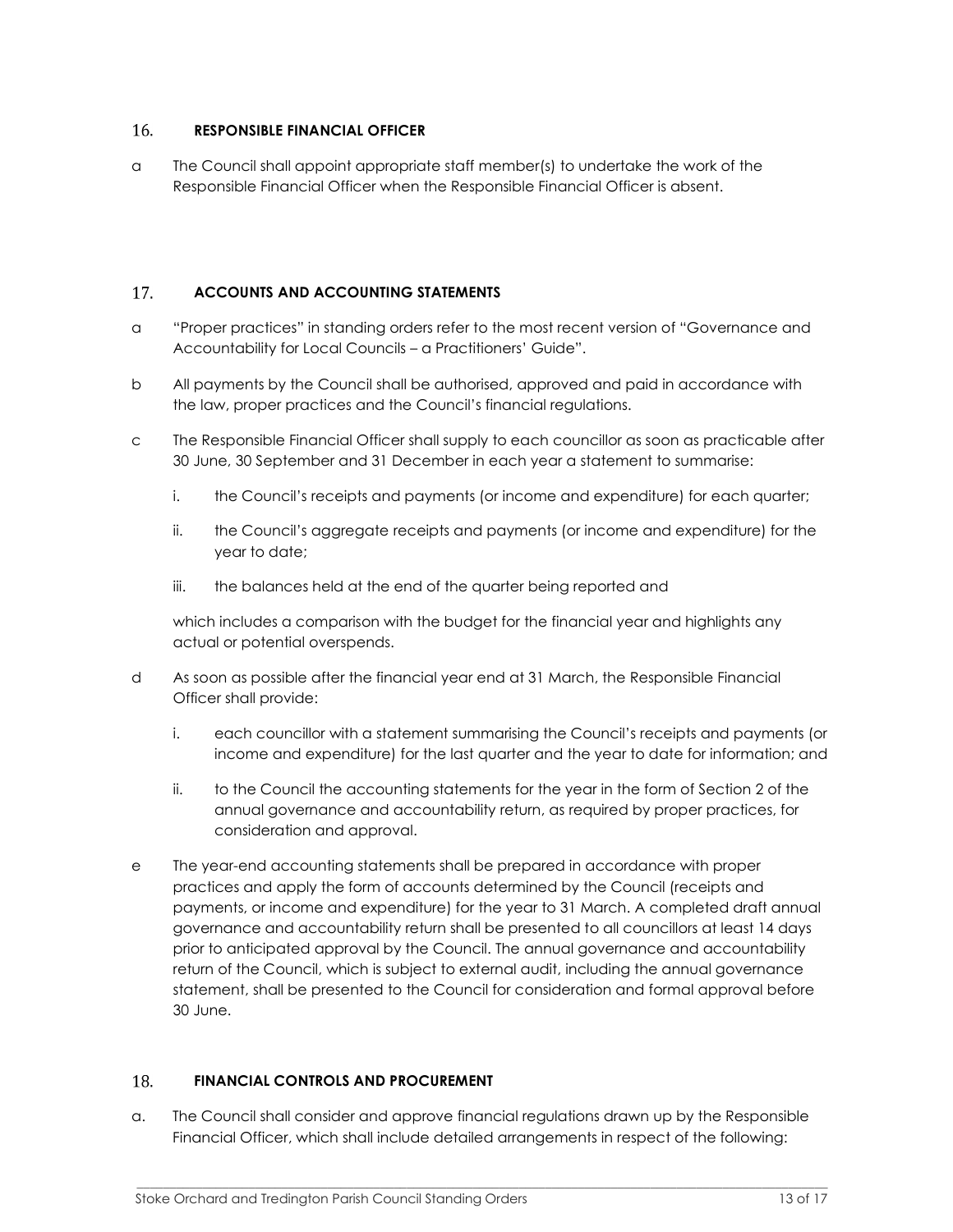## 16. RESPONSIBLE FINANCIAL OFFICER

a The Council shall appoint appropriate staff member(s) to undertake the work of the Responsible Financial Officer when the Responsible Financial Officer is absent.

## 17. ACCOUNTS AND ACCOUNTING STATEMENTS

a "Proper practices" in standing orders refer to the most recent version of "Governance and Accountability for Local Councils – a Practitioners' Guide".

b All payments by the Council shall be authorised, approved and paid in accordance with the law, proper practices and the Council's financial regulations.

c The Responsible Financial Officer shall supply to each councillor as soon as practicable after 30 June, 30 September and 31 December in each year a statement to summarise:

   i. the Council's receipts and payments (or income and expenditure) for each quarter;

   ii. the Council's aggregate receipts and payments (or income and expenditure) for the year to date;

   iii. the balances held at the end of the quarter being reported and

   which includes a comparison with the budget for the financial year and highlights any actual or potential overspends.

d As soon as possible after the financial year end at 31 March, the Responsible Financial Officer shall provide:

   i. each councillor with a statement summarising the Council's receipts and payments (or income and expenditure) for the last quarter and the year to date for information; and

   ii. to the Council the accounting statements for the year in the form of Section 2 of the annual governance and accountability return, as required by proper practices, for consideration and approval.

e The year-end accounting statements shall be prepared in accordance with proper practices and apply the form of accounts determined by the Council (receipts and payments, or income and expenditure) for the year to 31 March. A completed draft annual governance and accountability return shall be presented to all councillors at least 14 days prior to anticipated approval by the Council. The annual governance and accountability return of the Council, which is subject to external audit, including the annual governance statement, shall be presented to the Council for consideration and formal approval before 30 June.

## 18. FINANCIAL CONTROLS AND PROCUREMENT

a. The Council shall consider and approve financial regulations drawn up by the Responsible Financial Officer, which shall include detailed arrangements in respect of the following: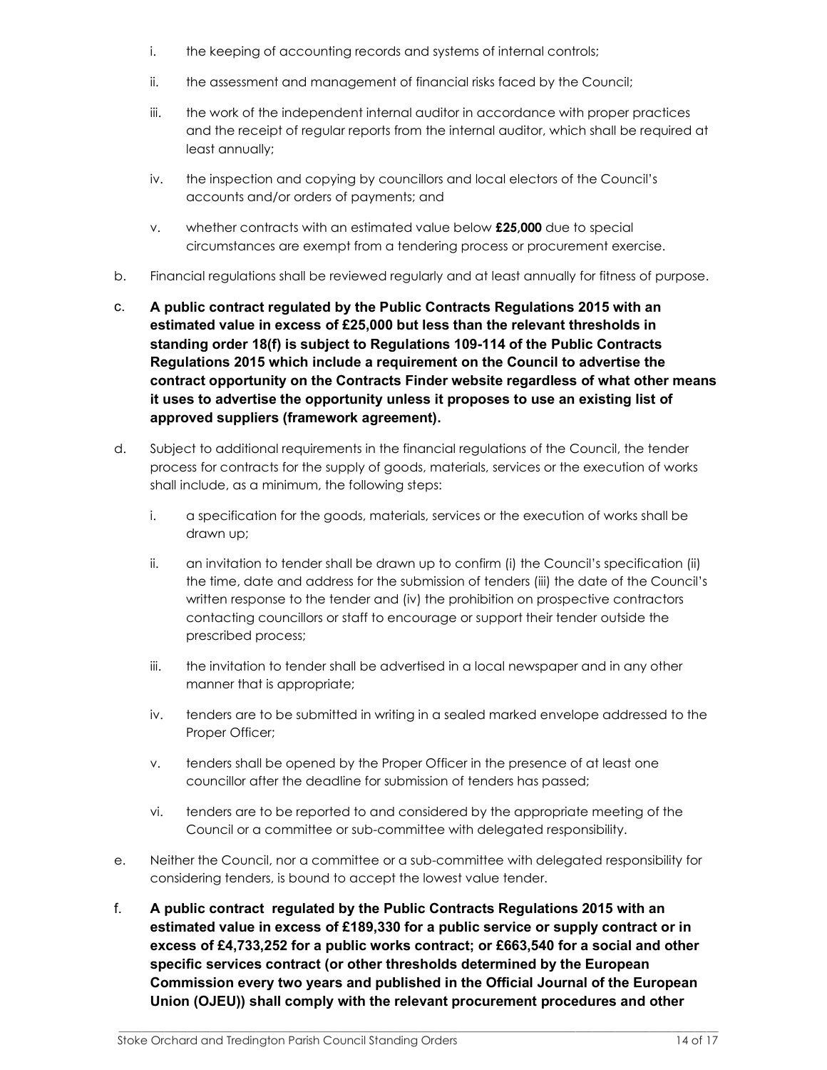i. the keeping of accounting records and systems of internal controls;

ii. the assessment and management of financial risks faced by the Council;

iii. the work of the independent internal auditor in accordance with proper practices and the receipt of regular reports from the internal auditor, which shall be required at least annually;

iv. the inspection and copying by councillors and local electors of the Council's accounts and/or orders of payments; and

v. whether contracts with an estimated value below **£25,000** due to special circumstances are exempt from a tendering process or procurement exercise.

b. Financial regulations shall be reviewed regularly and at least annually for fitness of purpose.

c. **A public contract regulated by the Public Contracts Regulations 2015 with an estimated value in excess of £25,000 but less than the relevant thresholds in standing order 18(f) is subject to Regulations 109-114 of the Public Contracts Regulations 2015 which include a requirement on the Council to advertise the contract opportunity on the Contracts Finder website regardless of what other means it uses to advertise the opportunity unless it proposes to use an existing list of approved suppliers (framework agreement).**

d. Subject to additional requirements in the financial regulations of the Council, the tender process for contracts for the supply of goods, materials, services or the execution of works shall include, as a minimum, the following steps:

i. a specification for the goods, materials, services or the execution of works shall be drawn up;

ii. an invitation to tender shall be drawn up to confirm (i) the Council's specification (ii) the time, date and address for the submission of tenders (iii) the date of the Council's written response to the tender and (iv) the prohibition on prospective contractors contacting councillors or staff to encourage or support their tender outside the prescribed process;

iii. the invitation to tender shall be advertised in a local newspaper and in any other manner that is appropriate;

iv. tenders are to be submitted in writing in a sealed marked envelope addressed to the Proper Officer;

v. tenders shall be opened by the Proper Officer in the presence of at least one councillor after the deadline for submission of tenders has passed;

vi. tenders are to be reported to and considered by the appropriate meeting of the Council or a committee or sub-committee with delegated responsibility.

e. Neither the Council, nor a committee or a sub-committee with delegated responsibility for considering tenders, is bound to accept the lowest value tender.

f. **A public contract regulated by the Public Contracts Regulations 2015 with an estimated value in excess of £189,330 for a public service or supply contract or in excess of £4,733,252 for a public works contract; or £663,540 for a social and other specific services contract (or other thresholds determined by the European Commission every two years and published in the Official Journal of the European Union (OJEU)) shall comply with the relevant procurement procedures and other**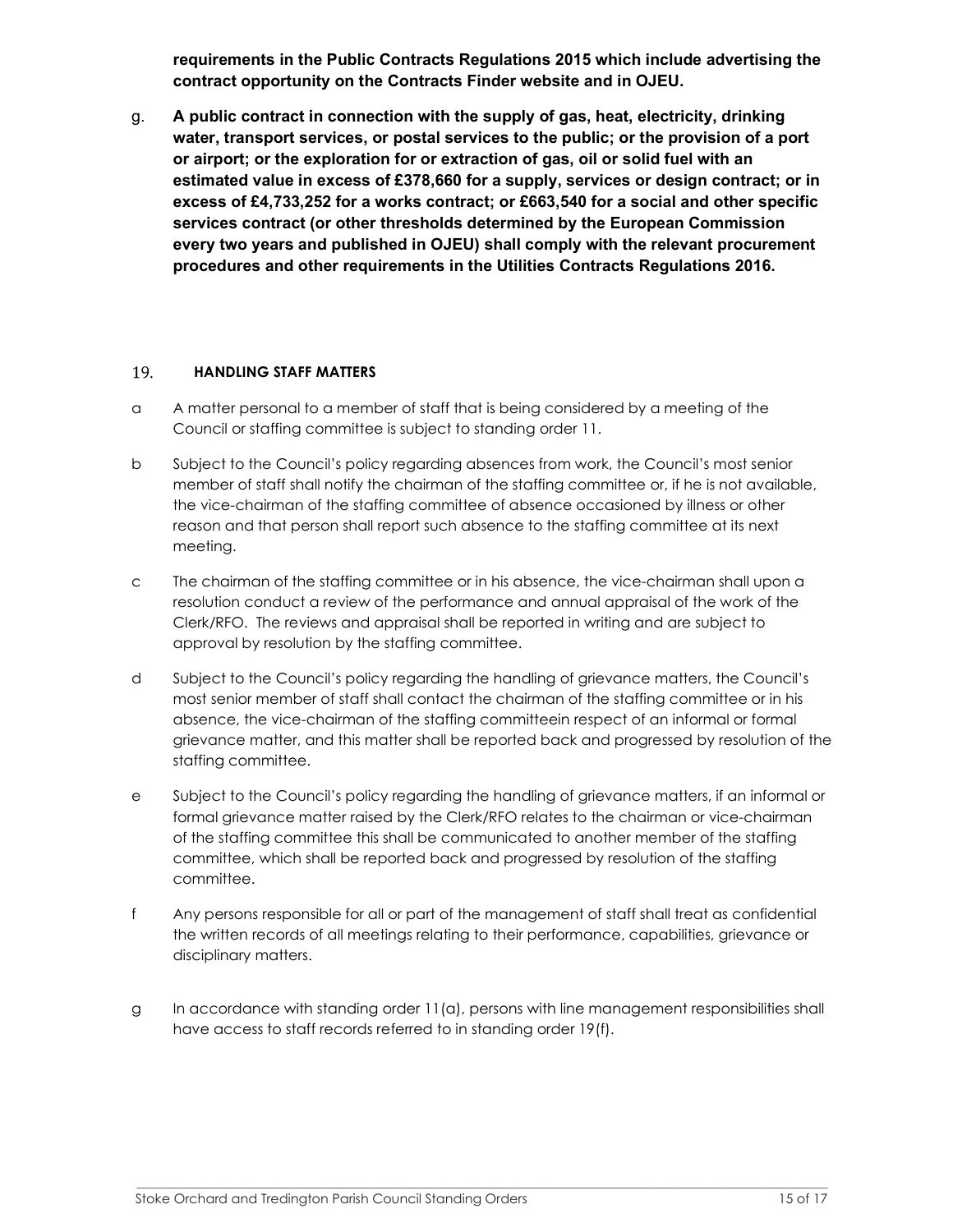**requirements in the Public Contracts Regulations 2015 which include advertising the contract opportunity on the Contracts Finder website and in OJEU.**

g. **A public contract in connection with the supply of gas, heat, electricity, drinking water, transport services, or postal services to the public; or the provision of a port or airport; or the exploration for or extraction of gas, oil or solid fuel with an estimated value in excess of £378,660 for a supply, services or design contract; or in excess of £4,733,252 for a works contract; or £663,540 for a social and other specific services contract (or other thresholds determined by the European Commission every two years and published in OJEU) shall comply with the relevant procurement procedures and other requirements in the Utilities Contracts Regulations 2016.**

## 19. HANDLING STAFF MATTERS

a A matter personal to a member of staff that is being considered by a meeting of the Council or staffing committee is subject to standing order 11.

b Subject to the Council's policy regarding absences from work, the Council's most senior member of staff shall notify the chairman of the staffing committee or, if he is not available, the vice-chairman of the staffing committee of absence occasioned by illness or other reason and that person shall report such absence to the staffing committee at its next meeting.

c The chairman of the staffing committee or in his absence, the vice-chairman shall upon a resolution conduct a review of the performance and annual appraisal of the work of the Clerk/RFO. The reviews and appraisal shall be reported in writing and are subject to approval by resolution by the staffing committee.

d Subject to the Council's policy regarding the handling of grievance matters, the Council's most senior member of staff shall contact the chairman of the staffing committee or in his absence, the vice-chairman of the staffing committeein respect of an informal or formal grievance matter, and this matter shall be reported back and progressed by resolution of the staffing committee.

e Subject to the Council's policy regarding the handling of grievance matters, if an informal or formal grievance matter raised by the Clerk/RFO relates to the chairman or vice-chairman of the staffing committee this shall be communicated to another member of the staffing committee, which shall be reported back and progressed by resolution of the staffing committee.

f Any persons responsible for all or part of the management of staff shall treat as confidential the written records of all meetings relating to their performance, capabilities, grievance or disciplinary matters.

g In accordance with standing order 11(a), persons with line management responsibilities shall have access to staff records referred to in standing order 19(f).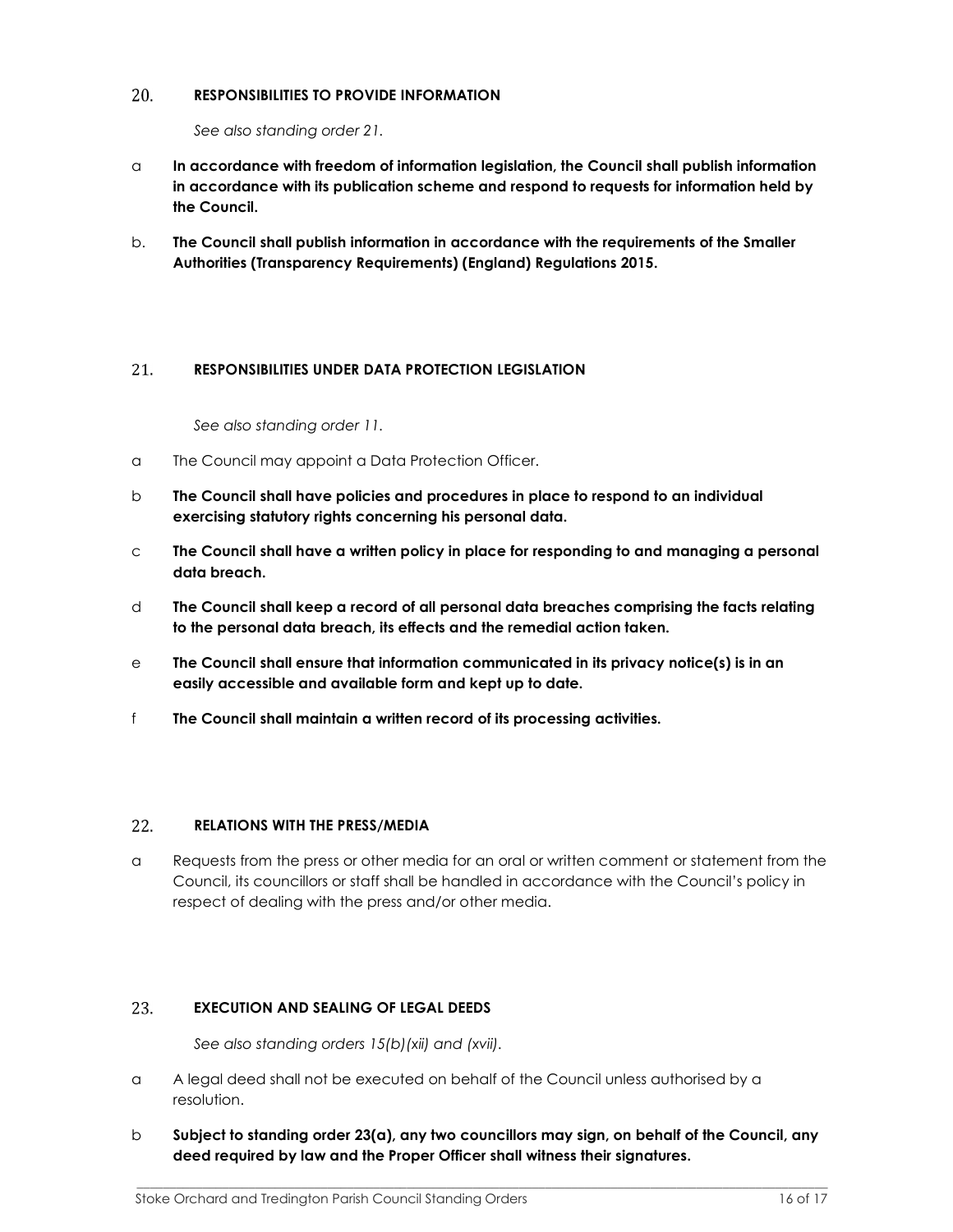## 20. RESPONSIBILITIES TO PROVIDE INFORMATION

*See also standing order 21.*

a **In accordance with freedom of information legislation, the Council shall publish information in accordance with its publication scheme and respond to requests for information held by the Council.**

b. **The Council shall publish information in accordance with the requirements of the Smaller Authorities (Transparency Requirements) (England) Regulations 2015.**

## 21. RESPONSIBILITIES UNDER DATA PROTECTION LEGISLATION

*See also standing order 11.*

a The Council may appoint a Data Protection Officer.

b **The Council shall have policies and procedures in place to respond to an individual exercising statutory rights concerning his personal data.**

c **The Council shall have a written policy in place for responding to and managing a personal data breach.**

d **The Council shall keep a record of all personal data breaches comprising the facts relating to the personal data breach, its effects and the remedial action taken.**

e **The Council shall ensure that information communicated in its privacy notice(s) is in an easily accessible and available form and kept up to date.**

f **The Council shall maintain a written record of its processing activities.**

## 22. RELATIONS WITH THE PRESS/MEDIA

a Requests from the press or other media for an oral or written comment or statement from the Council, its councillors or staff shall be handled in accordance with the Council's policy in respect of dealing with the press and/or other media.

## 23. EXECUTION AND SEALING OF LEGAL DEEDS

*See also standing orders 15(b)(xii) and (xvii).*

a A legal deed shall not be executed on behalf of the Council unless authorised by a resolution.

b **Subject to standing order 23(a), any two councillors may sign, on behalf of the Council, any deed required by law and the Proper Officer shall witness their signatures.**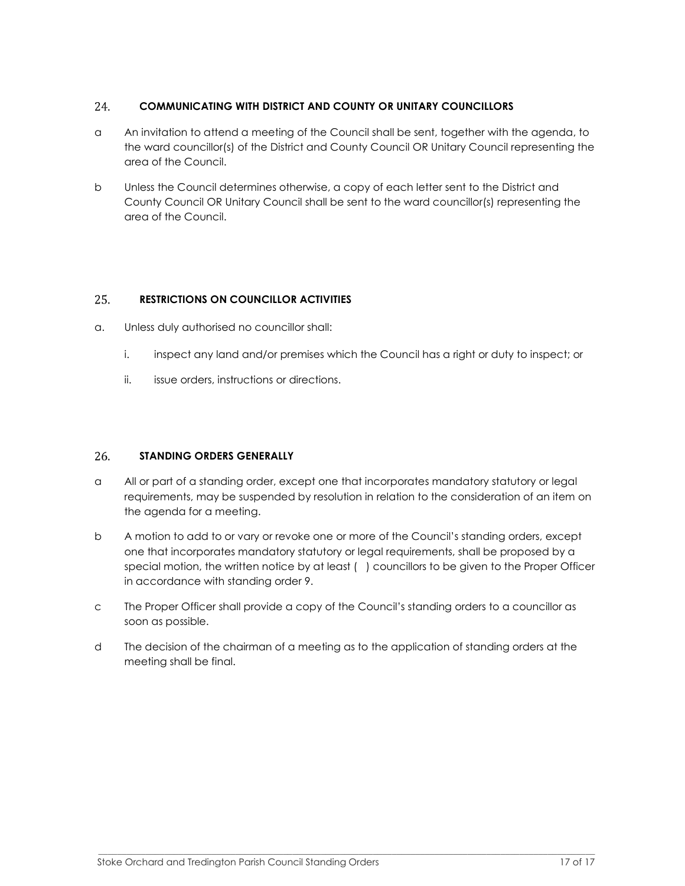## 24. COMMUNICATING WITH DISTRICT AND COUNTY OR UNITARY COUNCILLORS

a An invitation to attend a meeting of the Council shall be sent, together with the agenda, to the ward councillor(s) of the District and County Council OR Unitary Council representing the area of the Council.

b Unless the Council determines otherwise, a copy of each letter sent to the District and County Council OR Unitary Council shall be sent to the ward councillor(s) representing the area of the Council.

## 25. RESTRICTIONS ON COUNCILLOR ACTIVITIES

a. Unless duly authorised no councillor shall:

   i. inspect any land and/or premises which the Council has a right or duty to inspect; or

   ii. issue orders, instructions or directions.

## 26. STANDING ORDERS GENERALLY

a All or part of a standing order, except one that incorporates mandatory statutory or legal requirements, may be suspended by resolution in relation to the consideration of an item on the agenda for a meeting.

b A motion to add to or vary or revoke one or more of the Council's standing orders, except one that incorporates mandatory statutory or legal requirements, shall be proposed by a special motion, the written notice by at least ( ) councillors to be given to the Proper Officer in accordance with standing order 9.

c The Proper Officer shall provide a copy of the Council's standing orders to a councillor as soon as possible.

d The decision of the chairman of a meeting as to the application of standing orders at the meeting shall be final.